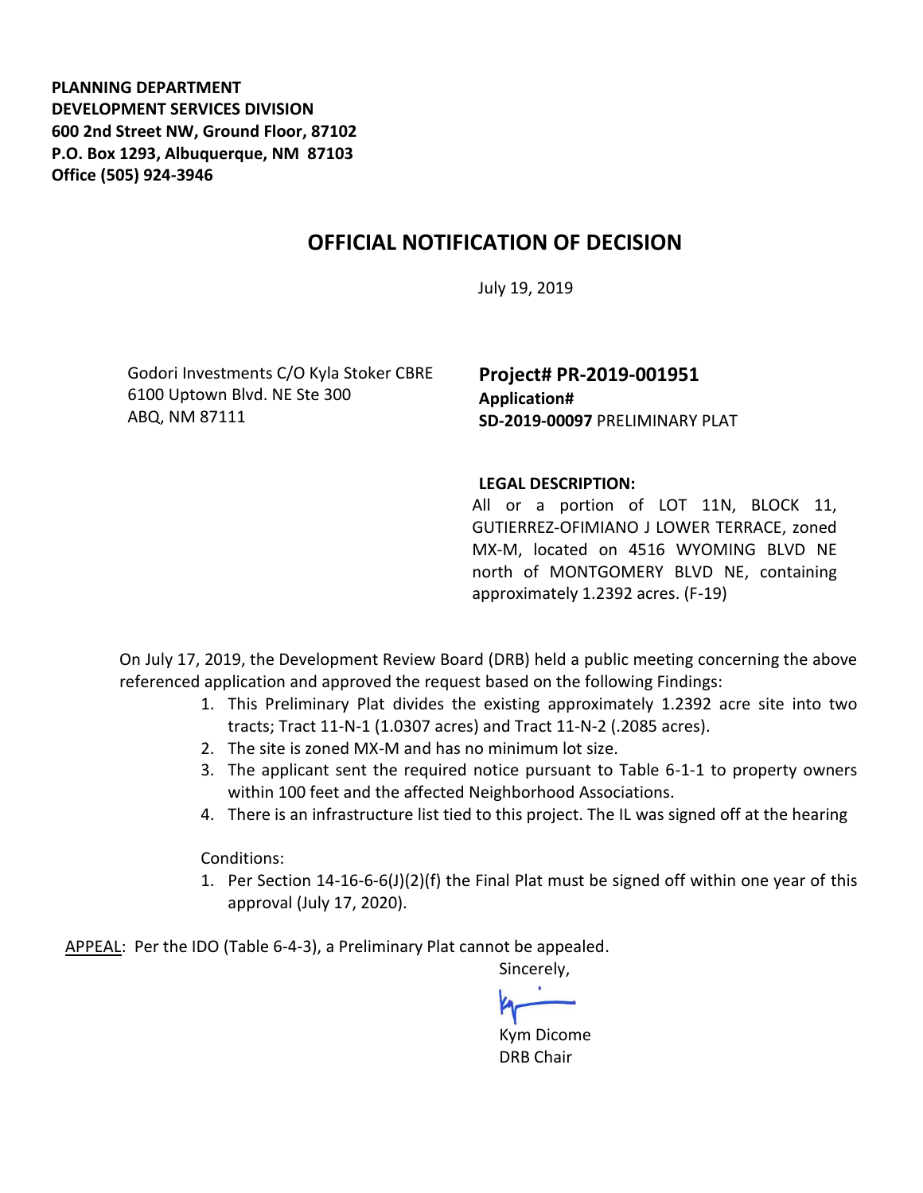**PLANNING DEPARTMENT**
**DEVELOPMENT SERVICES DIVISION**
**600 2nd Street NW, Ground Floor, 87102**
**P.O. Box 1293, Albuquerque, NM 87103**
**Office (505) 924-3946**

# OFFICIAL NOTIFICATION OF DECISION

July 19, 2019

Godori Investments C/O Kyla Stoker CBRE
6100 Uptown Blvd. NE Ste 300
ABQ, NM 87111

**Project# PR-2019-001951**
**Application#**
**SD-2019-00097** PRELIMINARY PLAT

**LEGAL DESCRIPTION:**
All or a portion of LOT 11N, BLOCK 11, GUTIERREZ-OFIMIANO J LOWER TERRACE, zoned MX-M, located on 4516 WYOMING BLVD NE north of MONTGOMERY BLVD NE, containing approximately 1.2392 acres. (F-19)

On July 17, 2019, the Development Review Board (DRB) held a public meeting concerning the above referenced application and approved the request based on the following Findings:

1. This Preliminary Plat divides the existing approximately 1.2392 acre site into two tracts; Tract 11-N-1 (1.0307 acres) and Tract 11-N-2 (.2085 acres).
2. The site is zoned MX-M and has no minimum lot size.
3. The applicant sent the required notice pursuant to Table 6-1-1 to property owners within 100 feet and the affected Neighborhood Associations.
4. There is an infrastructure list tied to this project. The IL was signed off at the hearing

Conditions:

1. Per Section 14-16-6-6(J)(2)(f) the Final Plat must be signed off within one year of this approval (July 17, 2020).

APPEAL: Per the IDO (Table 6-4-3), a Preliminary Plat cannot be appealed.

Sincerely,

Kym Dicome
DRB Chair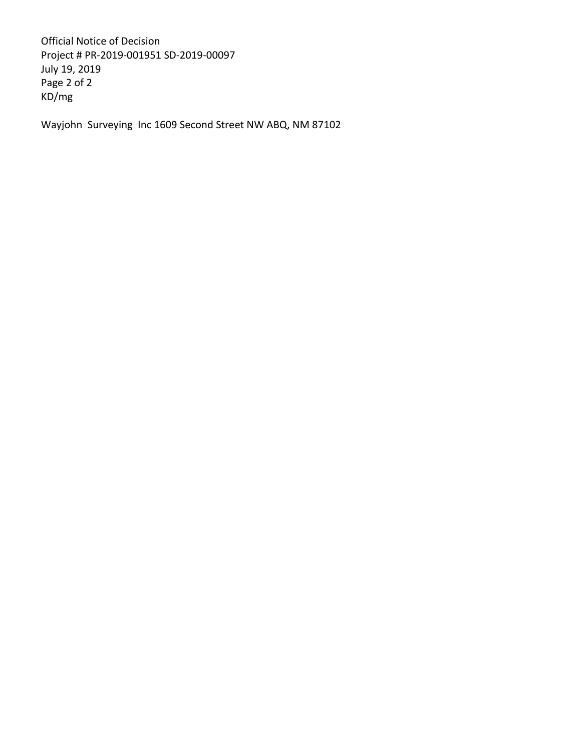Official Notice of Decision
Project # PR-2019-001951 SD-2019-00097
July 19, 2019
KD/mg

Wayjohn Surveying Inc 1609 Second Street NW ABQ, NM 87102